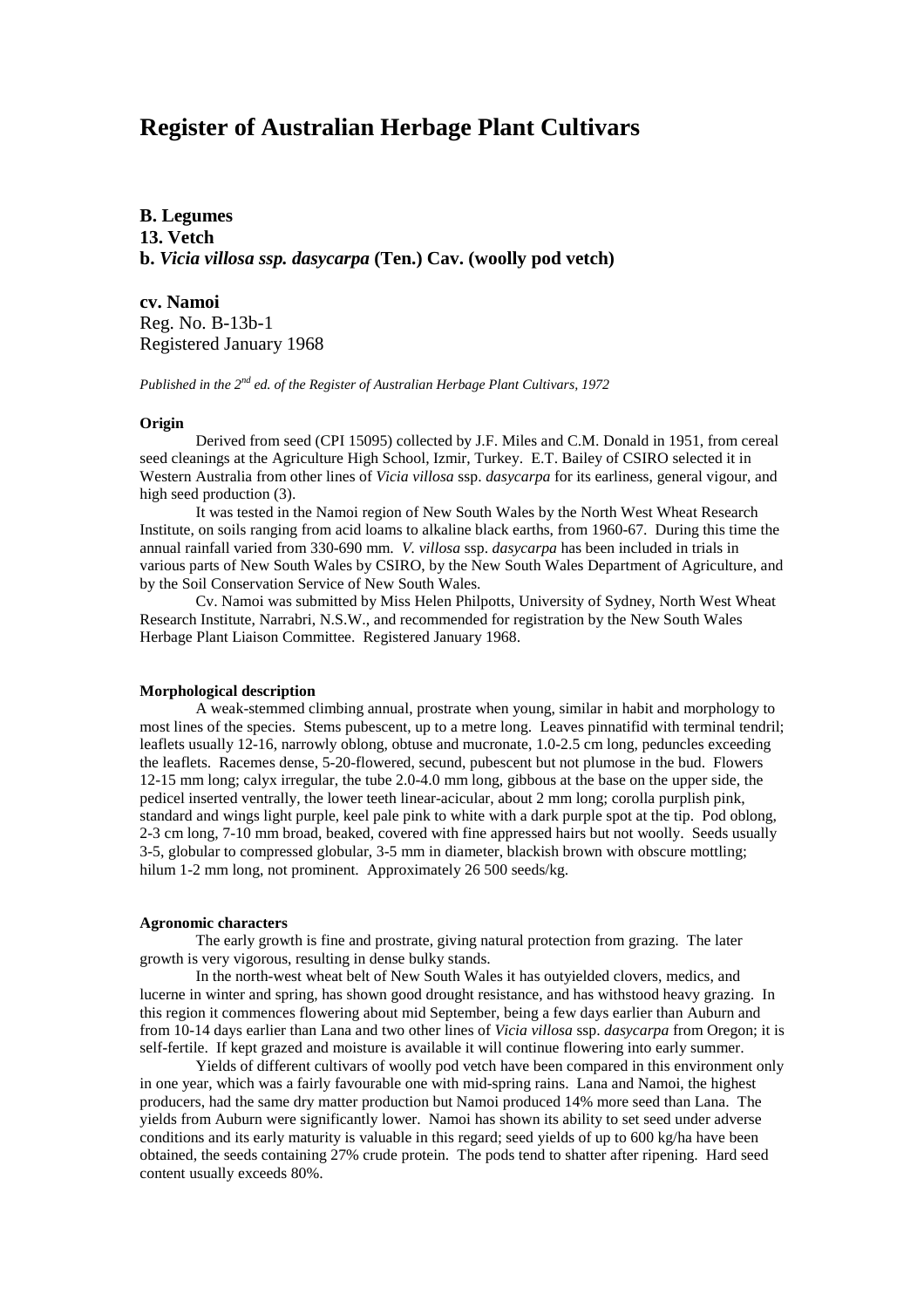# Register of Australian Herbage Plant Cultivars

**B. Legumes**
**13. Vetch**
**b. *Vicia villosa ssp. dasycarpa* (Ten.) Cav. (woolly pod vetch)**

**cv. Namoi**
Reg. No. B-13b-1
Registered January 1968

*Published in the 2nd ed. of the Register of Australian Herbage Plant Cultivars, 1972*

#### Origin

Derived from seed (CPI 15095) collected by J.F. Miles and C.M. Donald in 1951, from cereal seed cleanings at the Agriculture High School, Izmir, Turkey. E.T. Bailey of CSIRO selected it in Western Australia from other lines of *Vicia villosa* ssp. *dasycarpa* for its earliness, general vigour, and high seed production (3).

It was tested in the Namoi region of New South Wales by the North West Wheat Research Institute, on soils ranging from acid loams to alkaline black earths, from 1960-67. During this time the annual rainfall varied from 330-690 mm. *V. villosa* ssp. *dasycarpa* has been included in trials in various parts of New South Wales by CSIRO, by the New South Wales Department of Agriculture, and by the Soil Conservation Service of New South Wales.

Cv. Namoi was submitted by Miss Helen Philpotts, University of Sydney, North West Wheat Research Institute, Narrabri, N.S.W., and recommended for registration by the New South Wales Herbage Plant Liaison Committee. Registered January 1968.

#### Morphological description

A weak-stemmed climbing annual, prostrate when young, similar in habit and morphology to most lines of the species. Stems pubescent, up to a metre long. Leaves pinnatifid with terminal tendril; leaflets usually 12-16, narrowly oblong, obtuse and mucronate, 1.0-2.5 cm long, peduncles exceeding the leaflets. Racemes dense, 5-20-flowered, secund, pubescent but not plumose in the bud. Flowers 12-15 mm long; calyx irregular, the tube 2.0-4.0 mm long, gibbous at the base on the upper side, the pedicel inserted ventrally, the lower teeth linear-acicular, about 2 mm long; corolla purplish pink, standard and wings light purple, keel pale pink to white with a dark purple spot at the tip. Pod oblong, 2-3 cm long, 7-10 mm broad, beaked, covered with fine appressed hairs but not woolly. Seeds usually 3-5, globular to compressed globular, 3-5 mm in diameter, blackish brown with obscure mottling; hilum 1-2 mm long, not prominent. Approximately 26 500 seeds/kg.

#### Agronomic characters

The early growth is fine and prostrate, giving natural protection from grazing. The later growth is very vigorous, resulting in dense bulky stands.

In the north-west wheat belt of New South Wales it has outyielded clovers, medics, and lucerne in winter and spring, has shown good drought resistance, and has withstood heavy grazing. In this region it commences flowering about mid September, being a few days earlier than Auburn and from 10-14 days earlier than Lana and two other lines of *Vicia villosa* ssp. *dasycarpa* from Oregon; it is self-fertile. If kept grazed and moisture is available it will continue flowering into early summer.

Yields of different cultivars of woolly pod vetch have been compared in this environment only in one year, which was a fairly favourable one with mid-spring rains. Lana and Namoi, the highest producers, had the same dry matter production but Namoi produced 14% more seed than Lana. The yields from Auburn were significantly lower. Namoi has shown its ability to set seed under adverse conditions and its early maturity is valuable in this regard; seed yields of up to 600 kg/ha have been obtained, the seeds containing 27% crude protein. The pods tend to shatter after ripening. Hard seed content usually exceeds 80%.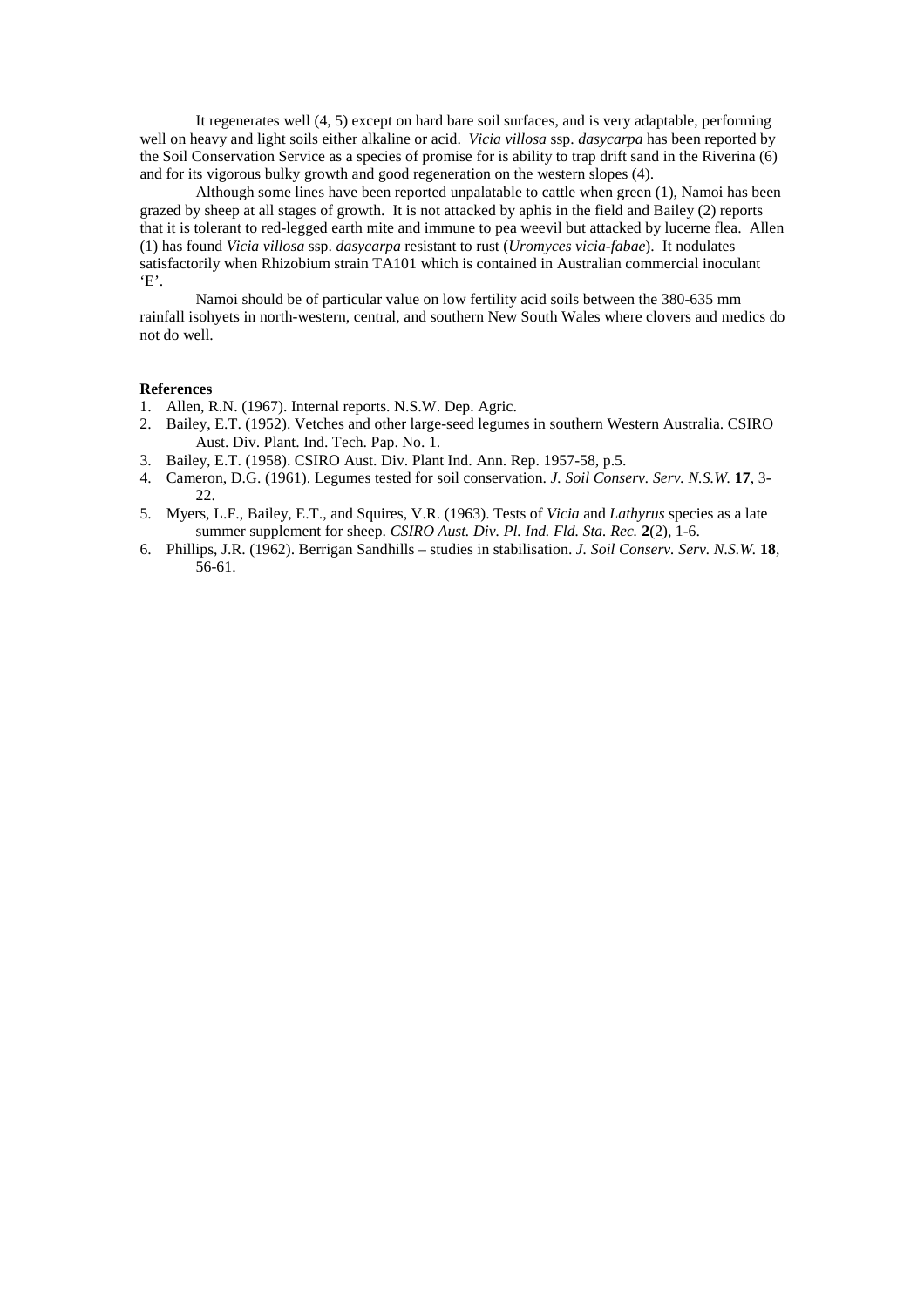It regenerates well (4, 5) except on hard bare soil surfaces, and is very adaptable, performing well on heavy and light soils either alkaline or acid. *Vicia villosa* ssp. *dasycarpa* has been reported by the Soil Conservation Service as a species of promise for is ability to trap drift sand in the Riverina (6) and for its vigorous bulky growth and good regeneration on the western slopes (4).

Although some lines have been reported unpalatable to cattle when green (1), Namoi has been grazed by sheep at all stages of growth. It is not attacked by aphis in the field and Bailey (2) reports that it is tolerant to red-legged earth mite and immune to pea weevil but attacked by lucerne flea. Allen (1) has found *Vicia villosa* ssp. *dasycarpa* resistant to rust (*Uromyces vicia-fabae*). It nodulates satisfactorily when Rhizobium strain TA101 which is contained in Australian commercial inoculant 'E'.

Namoi should be of particular value on low fertility acid soils between the 380-635 mm rainfall isohyets in north-western, central, and southern New South Wales where clovers and medics do not do well.

**References**

1. Allen, R.N. (1967). Internal reports. N.S.W. Dep. Agric.
2. Bailey, E.T. (1952). Vetches and other large-seed legumes in southern Western Australia. CSIRO Aust. Div. Plant. Ind. Tech. Pap. No. 1.
3. Bailey, E.T. (1958). CSIRO Aust. Div. Plant Ind. Ann. Rep. 1957-58, p.5.
4. Cameron, D.G. (1961). Legumes tested for soil conservation. *J. Soil Conserv. Serv. N.S.W.* **17**, 3-22.
5. Myers, L.F., Bailey, E.T., and Squires, V.R. (1963). Tests of *Vicia* and *Lathyrus* species as a late summer supplement for sheep. *CSIRO Aust. Div. Pl. Ind. Fld. Sta. Rec.* **2**(2), 1-6.
6. Phillips, J.R. (1962). Berrigan Sandhills – studies in stabilisation. *J. Soil Conserv. Serv. N.S.W.* **18**, 56-61.